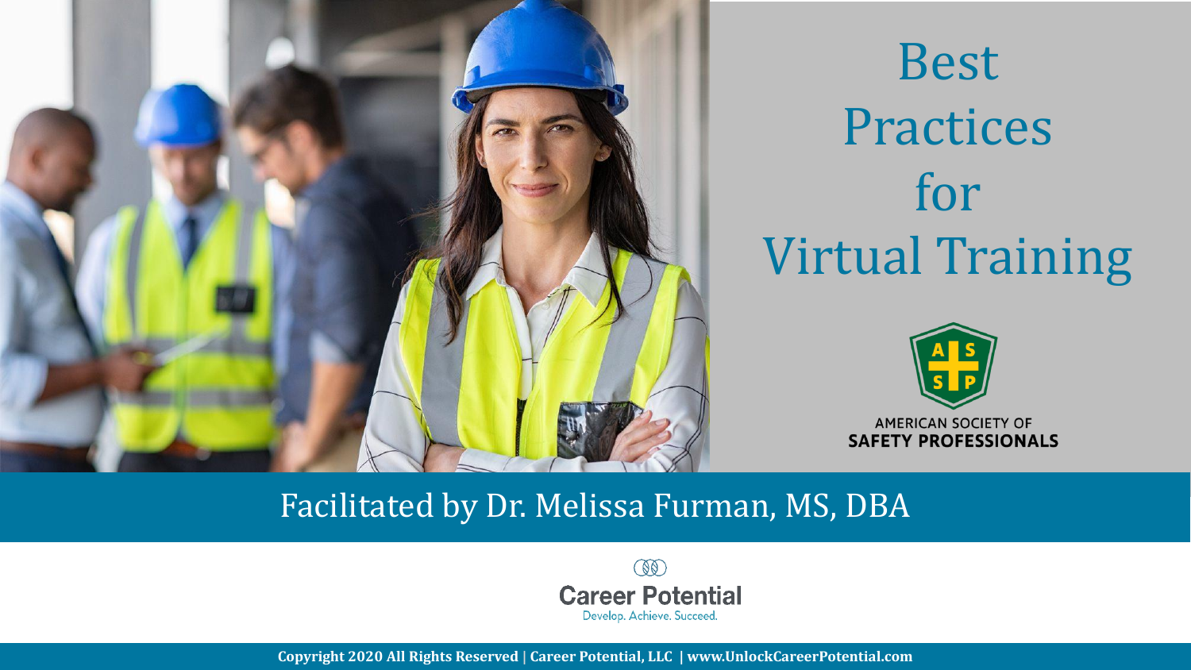# Best Practices for Virtual Training

AMERICAN SOCIETY OF
SAFETY PROFESSIONALS

Facilitated by Dr. Melissa Furman, MS, DBA

Career Potential
Develop. Achieve. Succeed.

**Copyright 2020 All Rights Reserved | Career Potential, LLC | www.UnlockCareerPotential.com**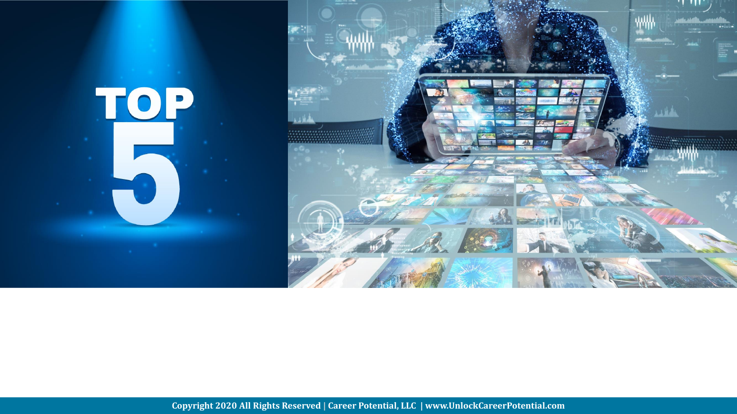# TOP 5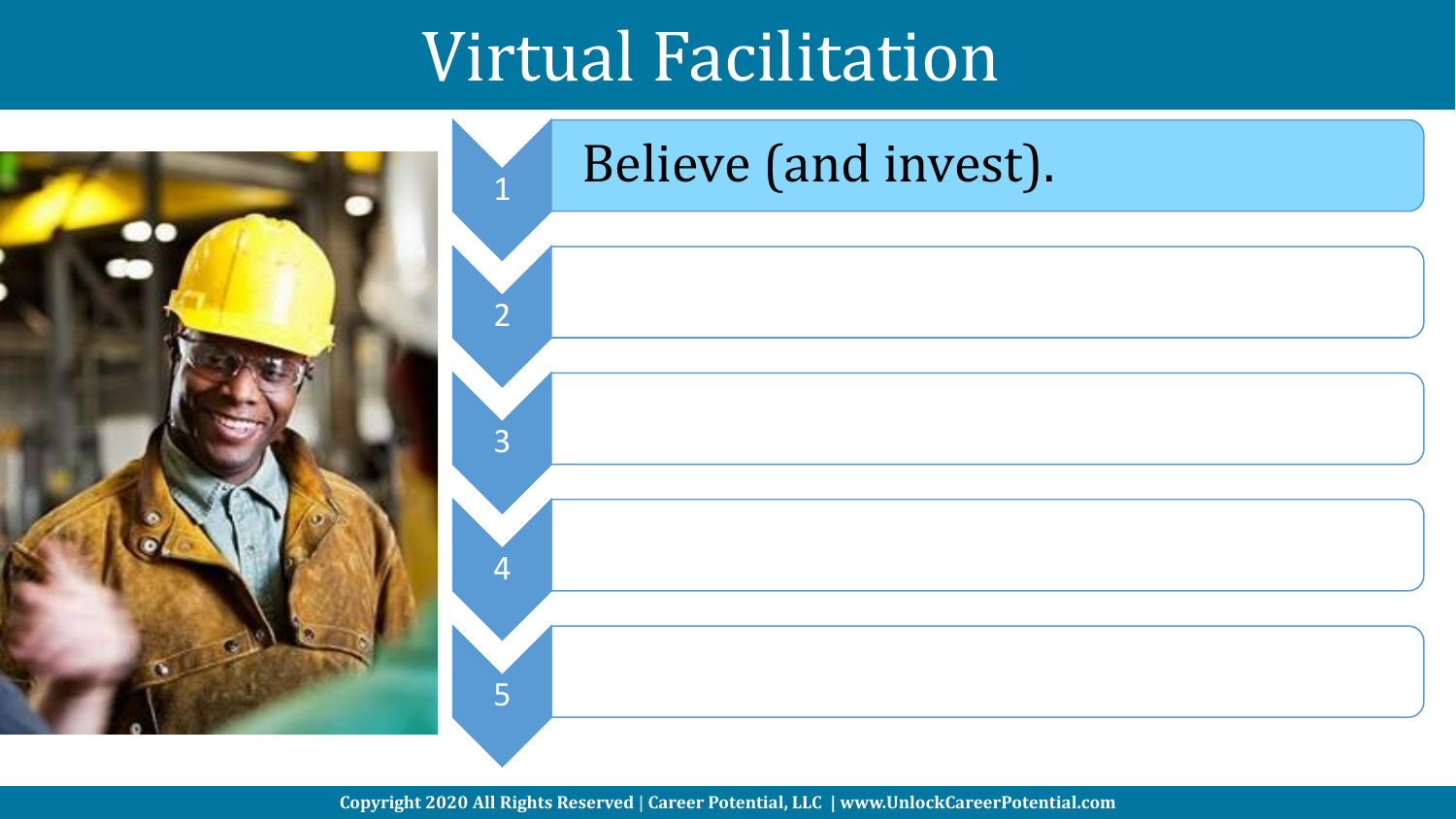# Virtual Facilitation

1. Believe (and invest).
2. 
3. 
4. 
5.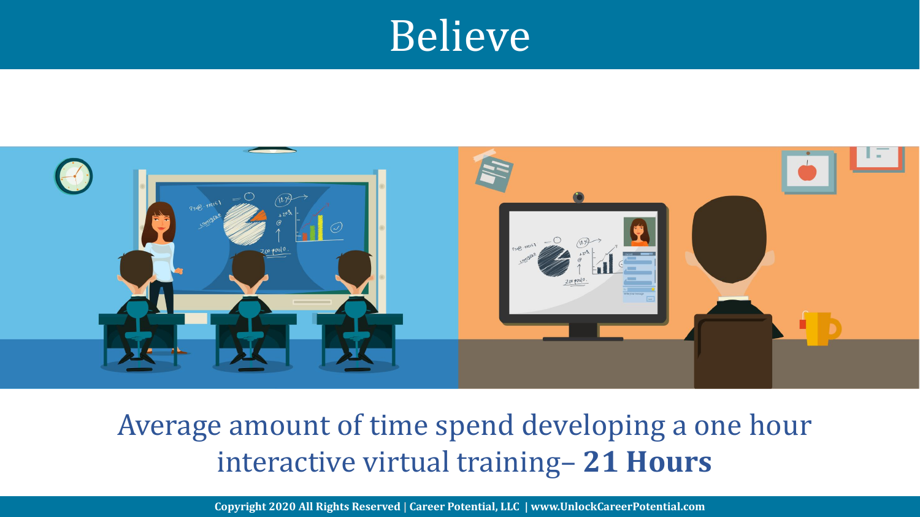# Believe

Average amount of time spend developing a one hour interactive virtual training– **21 Hours**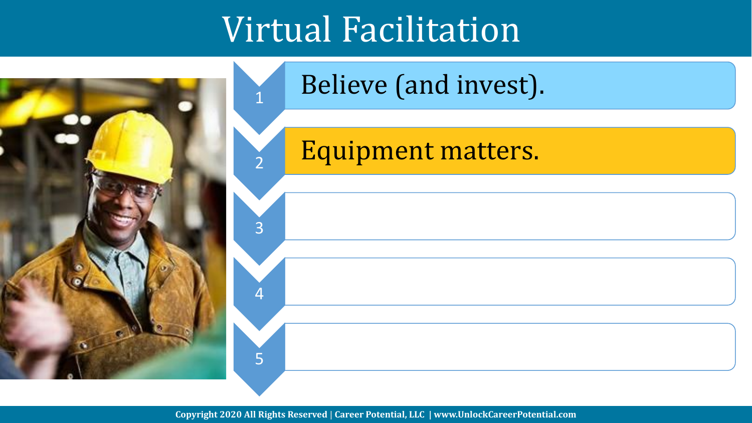# Virtual Facilitation

1. Believe (and invest).
2. Equipment matters.
3.
4.
5.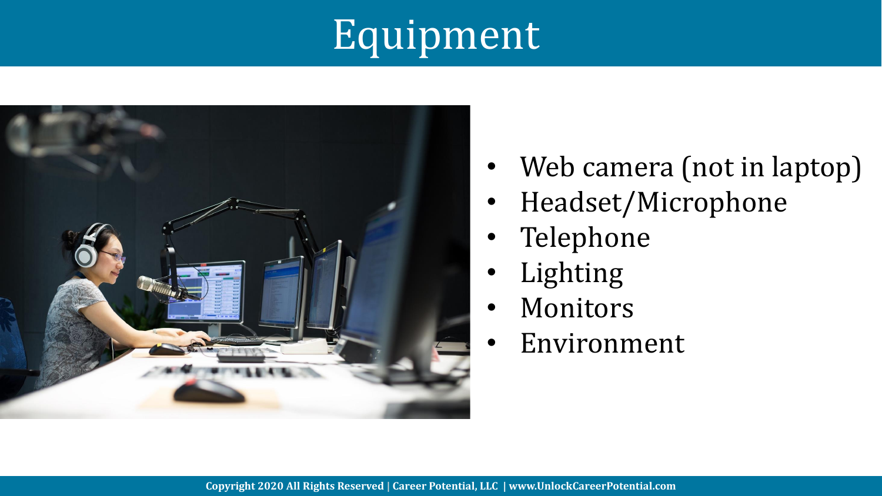# Equipment

- Web camera (not in laptop)
- Headset/Microphone
- Telephone
- Lighting
- Monitors
- Environment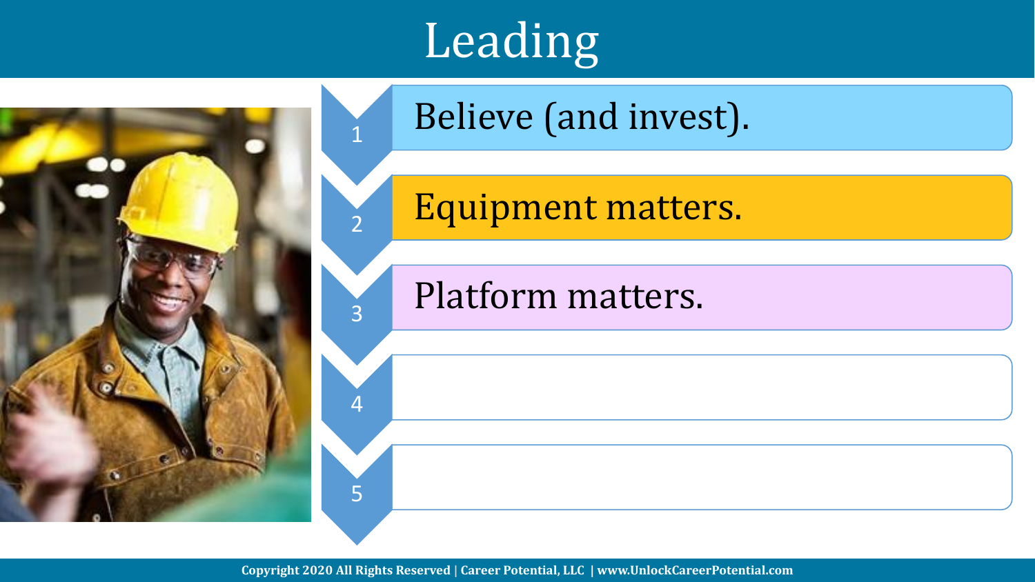# Leading

1. Believe (and invest).
2. Equipment matters.
3. Platform matters.
4. 
5.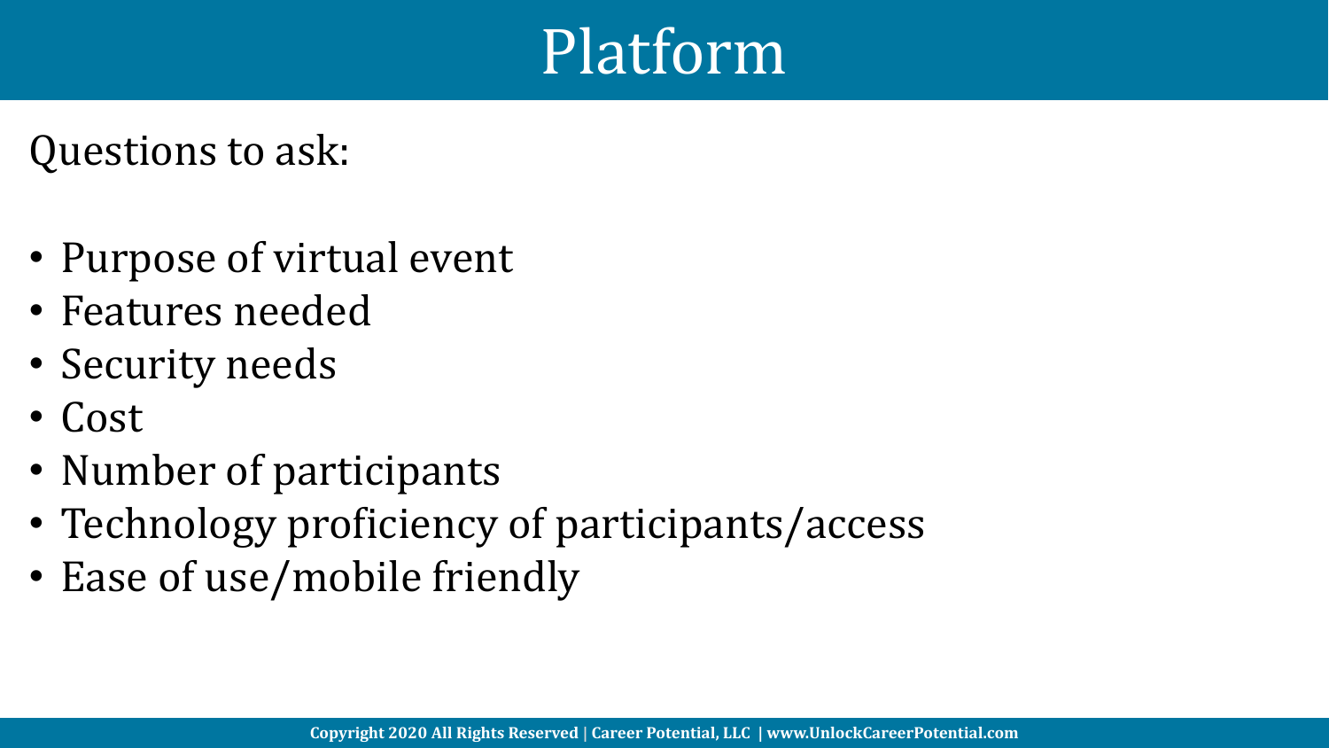# Platform

Questions to ask:

- Purpose of virtual event
- Features needed
- Security needs
- Cost
- Number of participants
- Technology proficiency of participants/access
- Ease of use/mobile friendly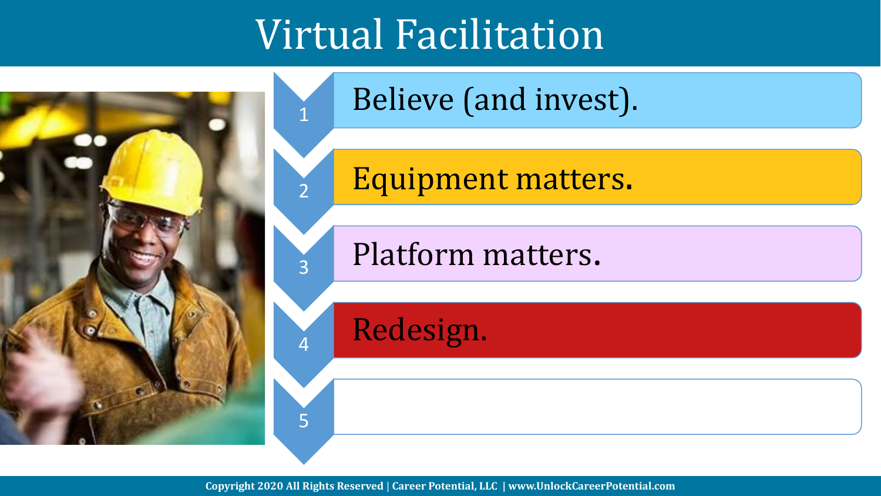# Virtual Facilitation

1. Believe (and invest).
2. Equipment matters.
3. Platform matters.
4. Redesign.
5.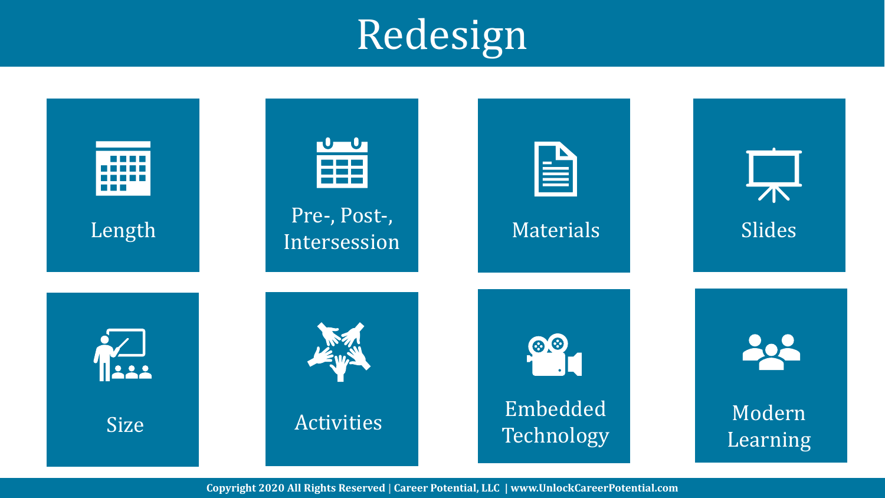# Redesign

- Length
- Pre-, Post-, Intersession
- Materials
- Slides
- Size
- Activities
- Embedded Technology
- Modern Learning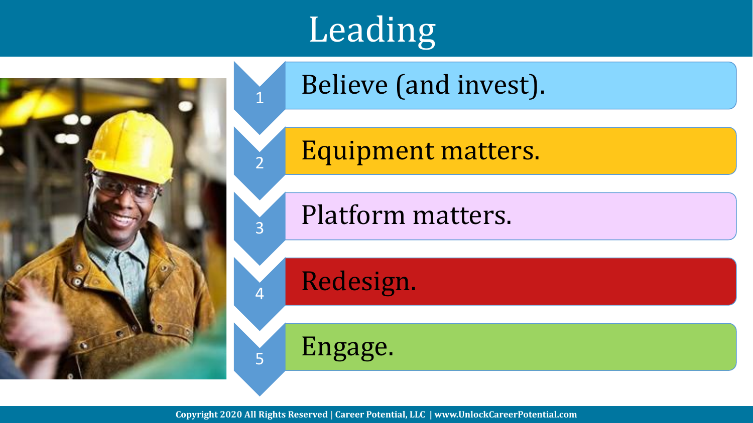# Leading

1. Believe (and invest).
2. Equipment matters.
3. Platform matters.
4. Redesign.
5. Engage.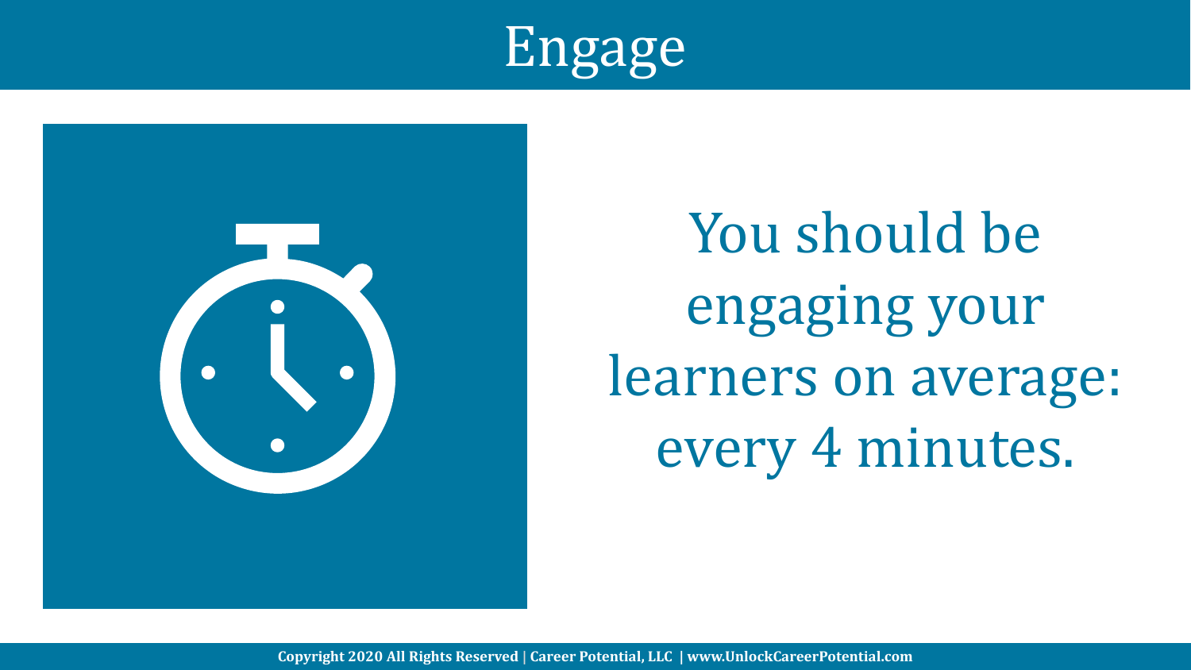# Engage

You should be engaging your learners on average: every 4 minutes.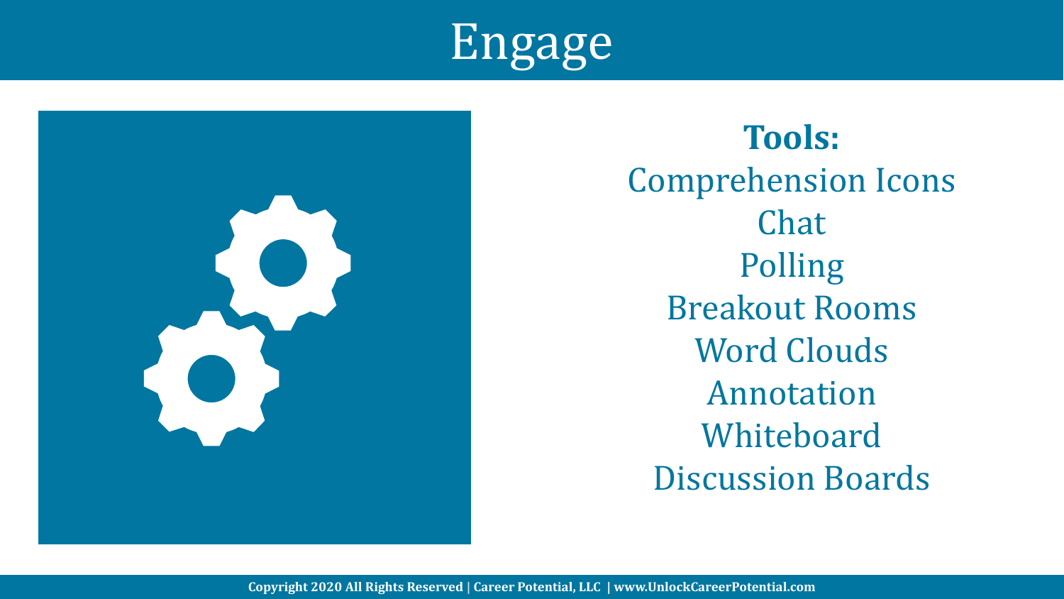# Engage

**Tools:**

Comprehension Icons

Chat

Polling

Breakout Rooms

Word Clouds

Annotation

Whiteboard

Discussion Boards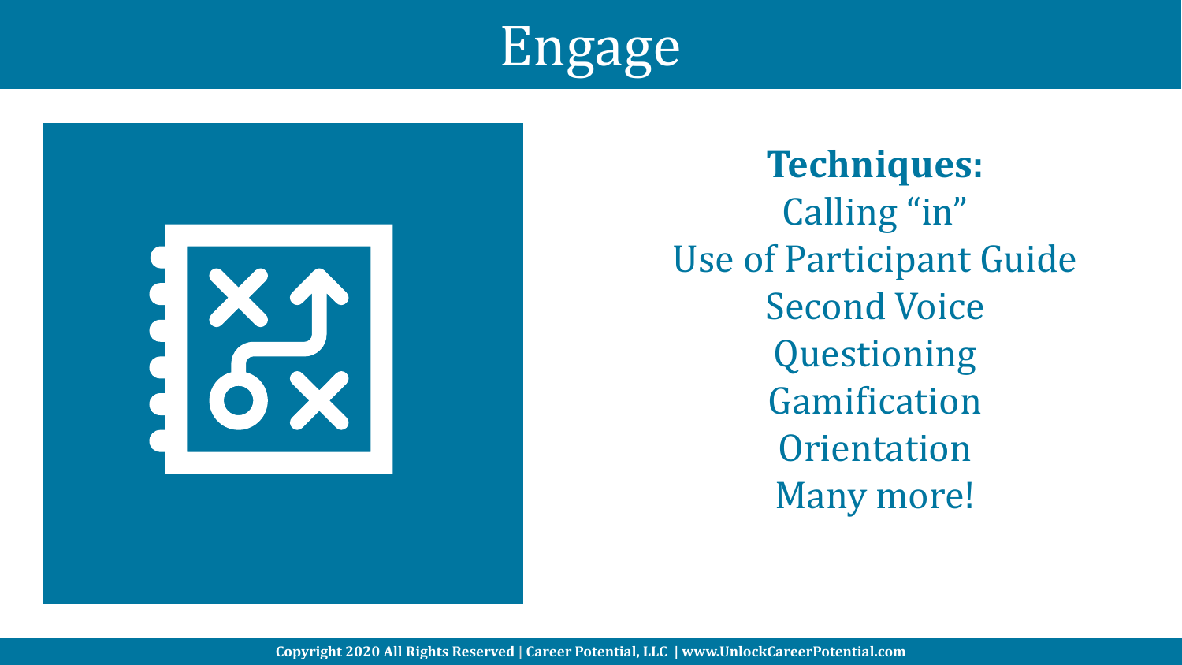# Engage

**Techniques:**

Calling "in"
Use of Participant Guide
Second Voice
Questioning
Gamification
Orientation
Many more!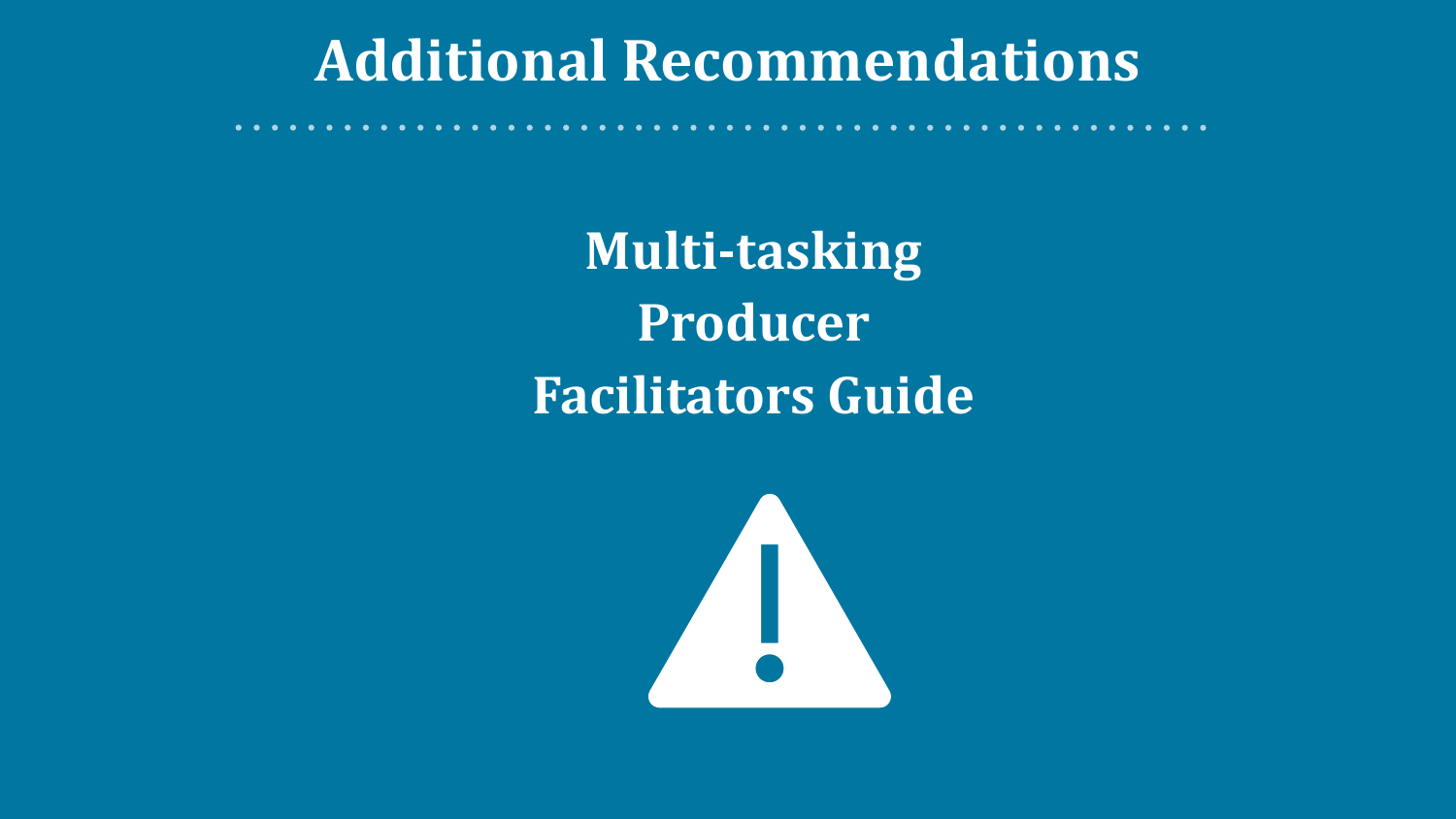# Additional Recommendations

**Multi-tasking**

**Producer**

**Facilitators Guide**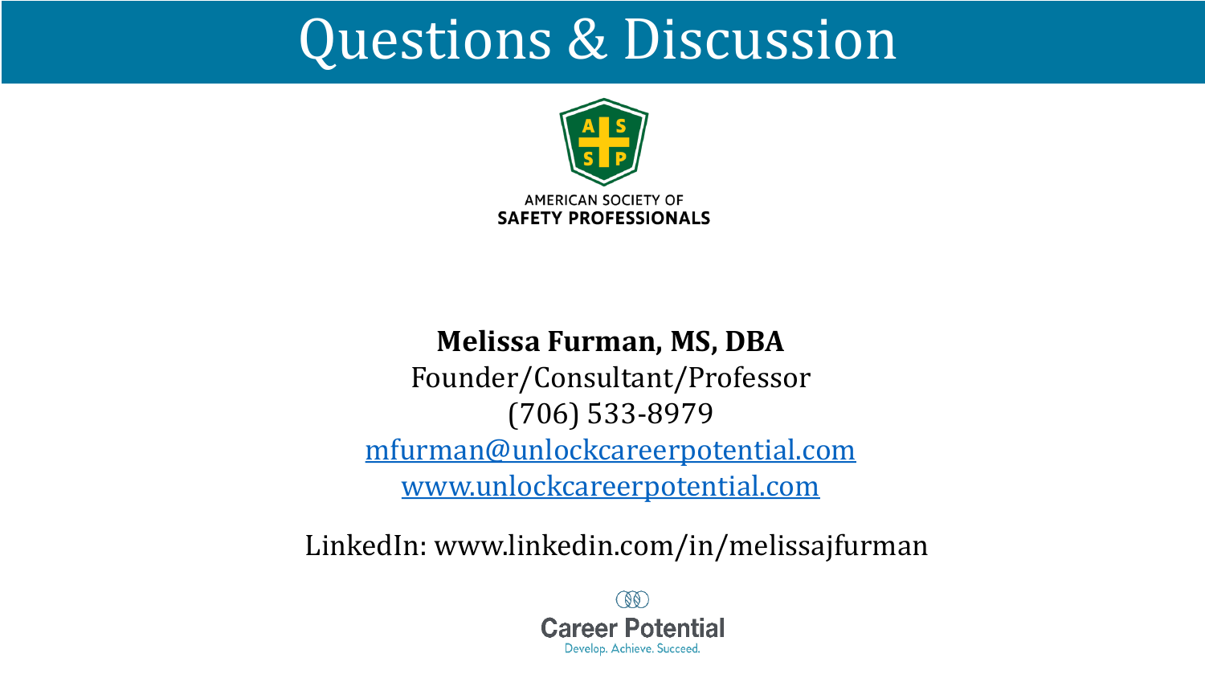# Questions & Discussion

AMERICAN SOCIETY OF
**SAFETY PROFESSIONALS**

**Melissa Furman, MS, DBA**
Founder/Consultant/Professor
(706) 533-8979
mfurman@unlockcareerpotential.com
www.unlockcareerpotential.com

LinkedIn: www.linkedin.com/in/melissajfurman

Career Potential
Develop. Achieve. Succeed.